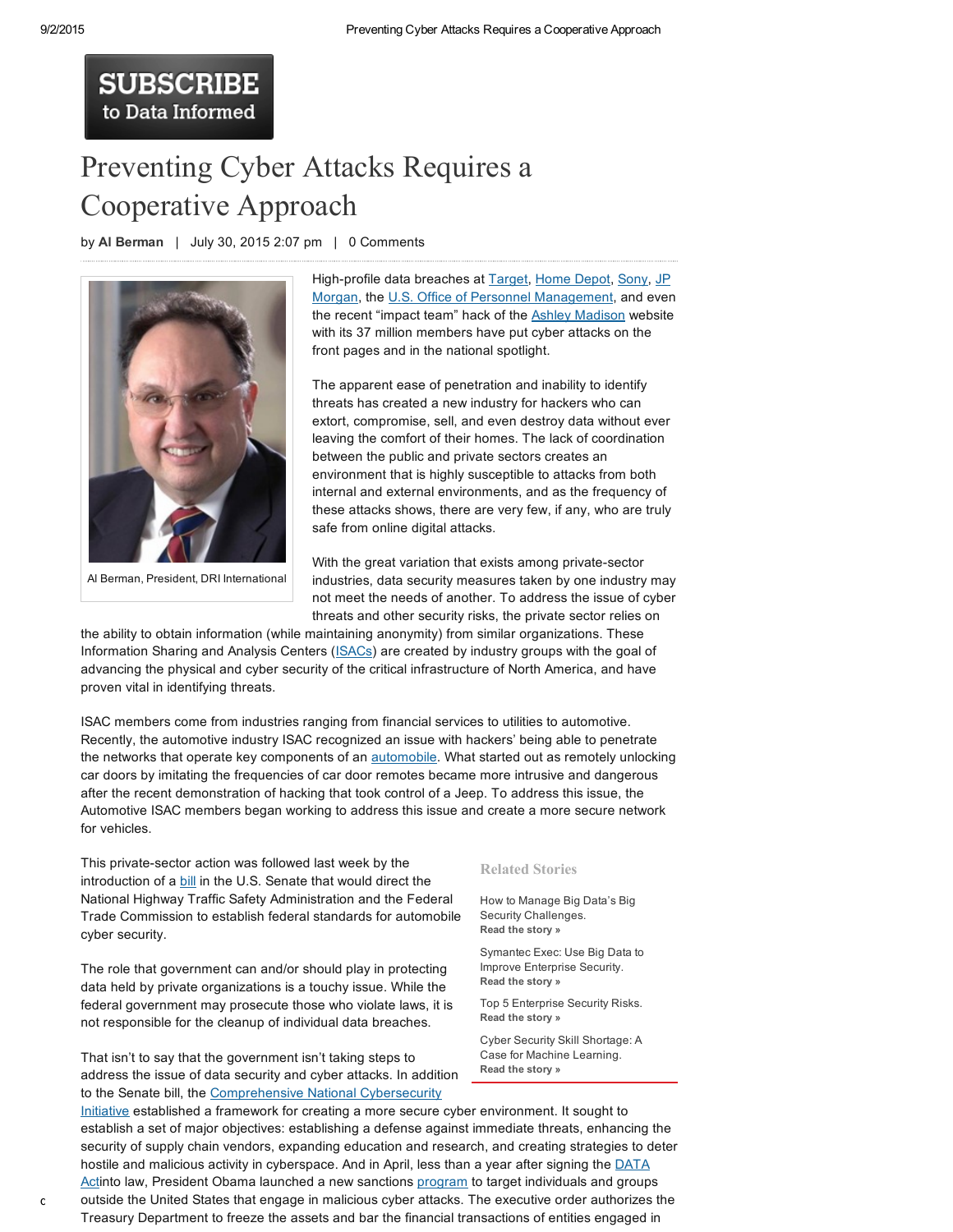SUBSCRIBE to Data Informed

# Preventing Cyber Attacks Requires a Cooperative Approach

by **Al Berman** | July 30, 2015 2:07 pm | 0 Comments

Al Berman, President, DRI International

High-profile data breaches at Target, Home Depot, Sony, JP Morgan, the U.S. Office of Personnel Management, and even the recent "impact team" hack of the Ashley Madison website with its 37 million members have put cyber attacks on the front pages and in the national spotlight.

The apparent ease of penetration and inability to identify threats has created a new industry for hackers who can extort, compromise, sell, and even destroy data without ever leaving the comfort of their homes. The lack of coordination between the public and private sectors creates an environment that is highly susceptible to attacks from both internal and external environments, and as the frequency of these attacks shows, there are very few, if any, who are truly safe from online digital attacks.

With the great variation that exists among private-sector industries, data security measures taken by one industry may not meet the needs of another. To address the issue of cyber threats and other security risks, the private sector relies on the ability to obtain information (while maintaining anonymity) from similar organizations. These Information Sharing and Analysis Centers (ISACs) are created by industry groups with the goal of advancing the physical and cyber security of the critical infrastructure of North America, and have proven vital in identifying threats.

ISAC members come from industries ranging from financial services to utilities to automotive. Recently, the automotive industry ISAC recognized an issue with hackers' being able to penetrate the networks that operate key components of an automobile. What started out as remotely unlocking car doors by imitating the frequencies of car door remotes became more intrusive and dangerous after the recent demonstration of hacking that took control of a Jeep. To address this issue, the Automotive ISAC members began working to address this issue and create a more secure network for vehicles.

This private-sector action was followed last week by the introduction of a bill in the U.S. Senate that would direct the National Highway Traffic Safety Administration and the Federal Trade Commission to establish federal standards for automobile cyber security.

The role that government can and/or should play in protecting data held by private organizations is a touchy issue. While the federal government may prosecute those who violate laws, it is not responsible for the cleanup of individual data breaches.

That isn't to say that the government isn't taking steps to address the issue of data security and cyber attacks. In addition to the Senate bill, the Comprehensive National Cybersecurity Initiative established a framework for creating a more secure cyber environment. It sought to establish a set of major objectives: establishing a defense against immediate threats, enhancing the security of supply chain vendors, expanding education and research, and creating strategies to deter hostile and malicious activity in cyberspace. And in April, less than a year after signing the DATA Actinto law, President Obama launched a new sanctions program to target individuals and groups outside the United States that engage in malicious cyber attacks. The executive order authorizes the Treasury Department to freeze the assets and bar the financial transactions of entities engaged in

**Related Stories**

How to Manage Big Data's Big Security Challenges.
**Read the story »**

Symantec Exec: Use Big Data to Improve Enterprise Security.
**Read the story »**

Top 5 Enterprise Security Risks.
**Read the story »**

Cyber Security Skill Shortage: A Case for Machine Learning.
**Read the story »**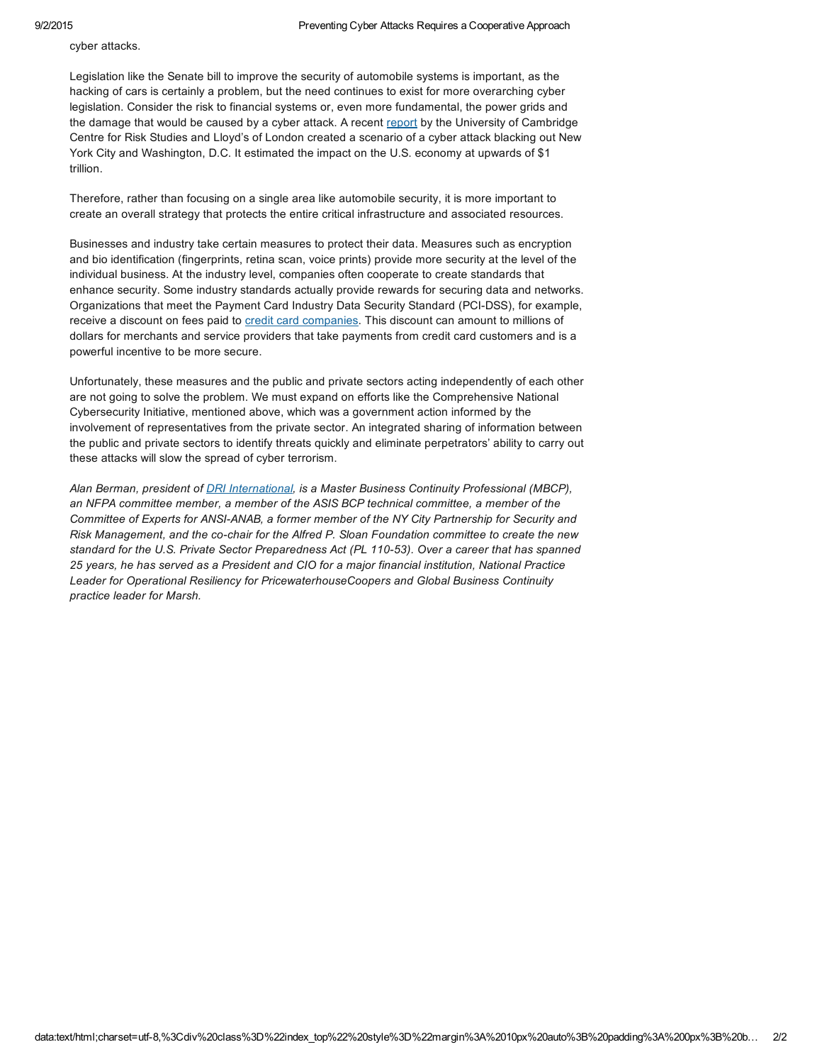cyber attacks.

Legislation like the Senate bill to improve the security of automobile systems is important, as the hacking of cars is certainly a problem, but the need continues to exist for more overarching cyber legislation. Consider the risk to financial systems or, even more fundamental, the power grids and the damage that would be caused by a cyber attack. A recent report by the University of Cambridge Centre for Risk Studies and Lloyd's of London created a scenario of a cyber attack blacking out New York City and Washington, D.C. It estimated the impact on the U.S. economy at upwards of $1 trillion.

Therefore, rather than focusing on a single area like automobile security, it is more important to create an overall strategy that protects the entire critical infrastructure and associated resources.

Businesses and industry take certain measures to protect their data. Measures such as encryption and bio identification (fingerprints, retina scan, voice prints) provide more security at the level of the individual business. At the industry level, companies often cooperate to create standards that enhance security. Some industry standards actually provide rewards for securing data and networks. Organizations that meet the Payment Card Industry Data Security Standard (PCI-DSS), for example, receive a discount on fees paid to credit card companies. This discount can amount to millions of dollars for merchants and service providers that take payments from credit card customers and is a powerful incentive to be more secure.

Unfortunately, these measures and the public and private sectors acting independently of each other are not going to solve the problem. We must expand on efforts like the Comprehensive National Cybersecurity Initiative, mentioned above, which was a government action informed by the involvement of representatives from the private sector. An integrated sharing of information between the public and private sectors to identify threats quickly and eliminate perpetrators' ability to carry out these attacks will slow the spread of cyber terrorism.

*Alan Berman, president of DRI International, is a Master Business Continuity Professional (MBCP), an NFPA committee member, a member of the ASIS BCP technical committee, a member of the Committee of Experts for ANSI-ANAB, a former member of the NY City Partnership for Security and Risk Management, and the co-chair for the Alfred P. Sloan Foundation committee to create the new standard for the U.S. Private Sector Preparedness Act (PL 110-53). Over a career that has spanned 25 years, he has served as a President and CIO for a major financial institution, National Practice Leader for Operational Resiliency for PricewaterhouseCoopers and Global Business Continuity practice leader for Marsh.*